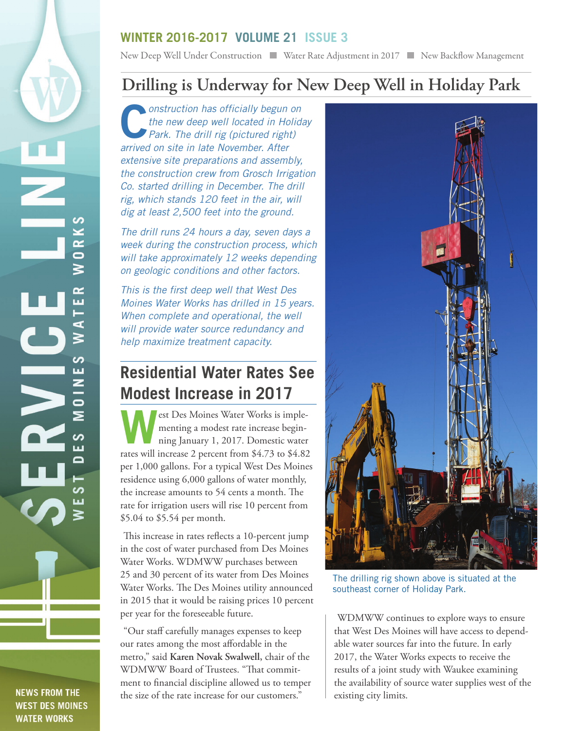# SERVICE LINE

WEST DES MOINES WATER WORKS

NEWS FROM THE WEST DES MOINES WATER WORKS

**WINTER 2016-2017 VOLUME 21 ISSUE 3**

New Deep Well Under Construction ■ Water Rate Adjustment in 2017 ■ New Backflow Management

## Drilling is Underway for New Deep Well in Holiday Park

*Construction has officially begun on the new deep well located in Holiday Park. The drill rig (pictured right) arrived on site in late November. After extensive site preparations and assembly, the construction crew from Grosch Irrigation Co. started drilling in December. The drill rig, which stands 120 feet in the air, will dig at least 2,500 feet into the ground.*

*The drill runs 24 hours a day, seven days a week during the construction process, which will take approximately 12 weeks depending on geologic conditions and other factors.*

*This is the first deep well that West Des Moines Water Works has drilled in 15 years. When complete and operational, the well will provide water source redundancy and help maximize treatment capacity.*

The drilling rig shown above is situated at the southeast corner of Holiday Park.

WDMWW continues to explore ways to ensure that West Des Moines will have access to dependable water sources far into the future. In early 2017, the Water Works expects to receive the results of a joint study with Waukee examining the availability of source water supplies west of the existing city limits.

## Residential Water Rates See Modest Increase in 2017

West Des Moines Water Works is implementing a modest rate increase beginning January 1, 2017. Domestic water rates will increase 2 percent from $4.73 to $4.82 per 1,000 gallons. For a typical West Des Moines residence using 6,000 gallons of water monthly, the increase amounts to 54 cents a month. The rate for irrigation users will rise 10 percent from $5.04 to $5.54 per month.

This increase in rates reflects a 10-percent jump in the cost of water purchased from Des Moines Water Works. WDMWW purchases between 25 and 30 percent of its water from Des Moines Water Works. The Des Moines utility announced in 2015 that it would be raising prices 10 percent per year for the foreseeable future.

"Our staff carefully manages expenses to keep our rates among the most affordable in the metro," said **Karen Novak Swalwell,** chair of the WDMWW Board of Trustees. "That commitment to financial discipline allowed us to temper the size of the rate increase for our customers."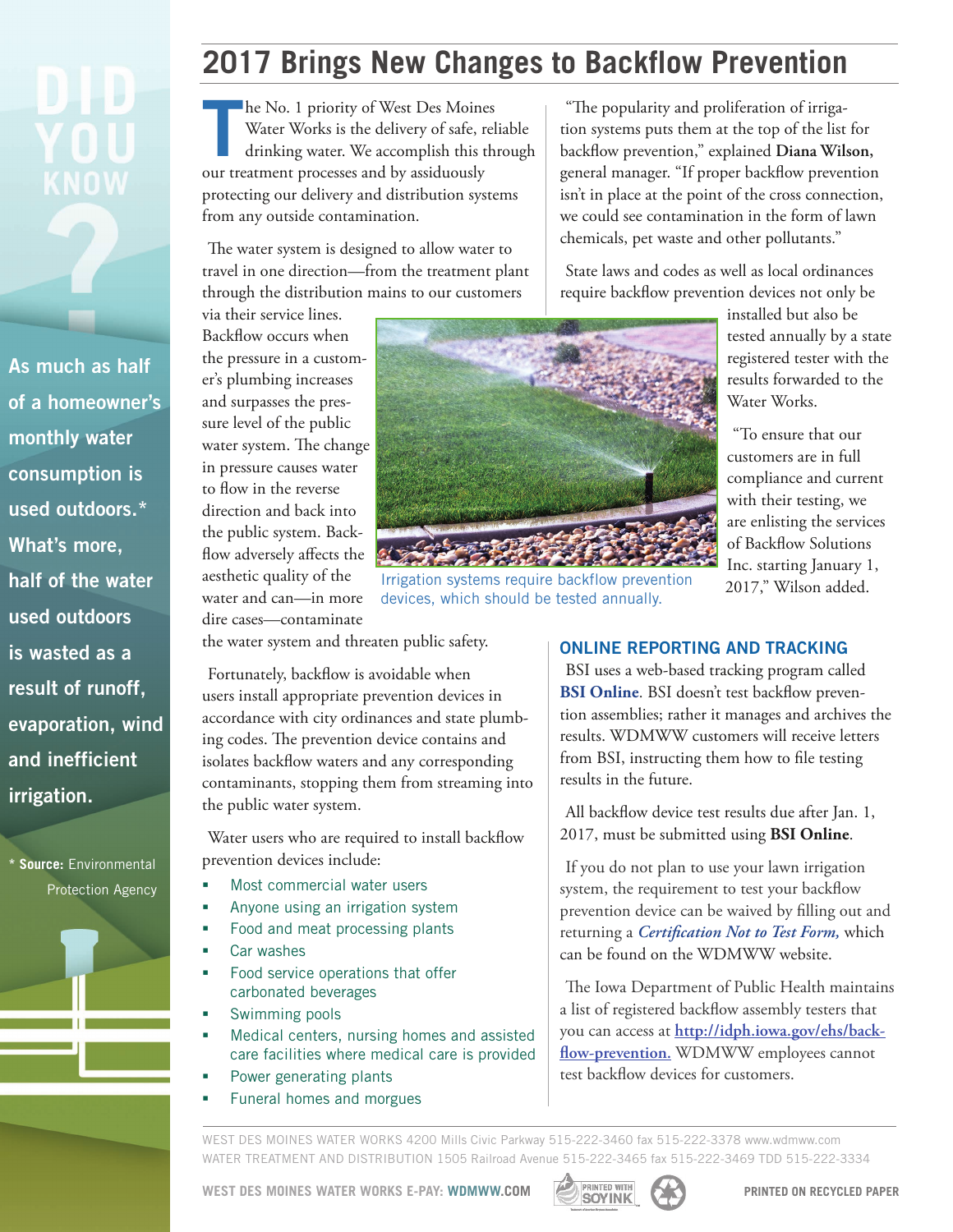# 2017 Brings New Changes to Backflow Prevention

The No. 1 priority of West Des Moines Water Works is the delivery of safe, reliable drinking water. We accomplish this through our treatment processes and by assiduously protecting our delivery and distribution systems from any outside contamination.

The water system is designed to allow water to travel in one direction—from the treatment plant through the distribution mains to our customers via their service lines. Backflow occurs when the pressure in a customer's plumbing increases and surpasses the pressure level of the public water system. The change in pressure causes water to flow in the reverse direction and back into the public system. Backflow adversely affects the aesthetic quality of the water and can—in more dire cases—contaminate the water system and threaten public safety.

Irrigation systems require backflow prevention devices, which should be tested annually.

Fortunately, backflow is avoidable when users install appropriate prevention devices in accordance with city ordinances and state plumbing codes. The prevention device contains and isolates backflow waters and any corresponding contaminants, stopping them from streaming into the public water system.

Water users who are required to install backflow prevention devices include:

- Most commercial water users
- Anyone using an irrigation system
- Food and meat processing plants
- Car washes
- Food service operations that offer carbonated beverages
- Swimming pools
- Medical centers, nursing homes and assisted care facilities where medical care is provided
- Power generating plants
- Funeral homes and morgues

"The popularity and proliferation of irrigation systems puts them at the top of the list for backflow prevention," explained **Diana Wilson,** general manager. "If proper backflow prevention isn't in place at the point of the cross connection, we could see contamination in the form of lawn chemicals, pet waste and other pollutants."

State laws and codes as well as local ordinances require backflow prevention devices not only be installed but also be tested annually by a state registered tester with the results forwarded to the Water Works.

"To ensure that our customers are in full compliance and current with their testing, we are enlisting the services of Backflow Solutions Inc. starting January 1, 2017," Wilson added.

## ONLINE REPORTING AND TRACKING

BSI uses a web-based tracking program called **BSI Online**. BSI doesn't test backflow prevention assemblies; rather it manages and archives the results. WDMWW customers will receive letters from BSI, instructing them how to file testing results in the future.

All backflow device test results due after Jan. 1, 2017, must be submitted using **BSI Online**.

If you do not plan to use your lawn irrigation system, the requirement to test your backflow prevention device can be waived by filling out and returning a ***Certification Not to Test Form,*** which can be found on the WDMWW website.

The Iowa Department of Public Health maintains a list of registered backflow assembly testers that you can access at **http://idph.iowa.gov/ehs/backflow-prevention.** WDMWW employees cannot test backflow devices for customers.

---

**DID YOU KNOW?**

**As much as half of a homeowner's monthly water consumption is used outdoors.* What's more, half of the water used outdoors is wasted as a result of runoff, evaporation, wind and inefficient irrigation.**

\* **Source:** Environmental Protection Agency

---

WEST DES MOINES WATER WORKS 4200 Mills Civic Parkway 515-222-3460 fax 515-222-3378 www.wdmww.com
WATER TREATMENT AND DISTRIBUTION 1505 Railroad Avenue 515-222-3465 fax 515-222-3469 TDD 515-222-3334

**WEST DES MOINES WATER WORKS E-PAY: WDMWW.COM**

PRINTED WITH SOYINK

**PRINTED ON RECYCLED PAPER**